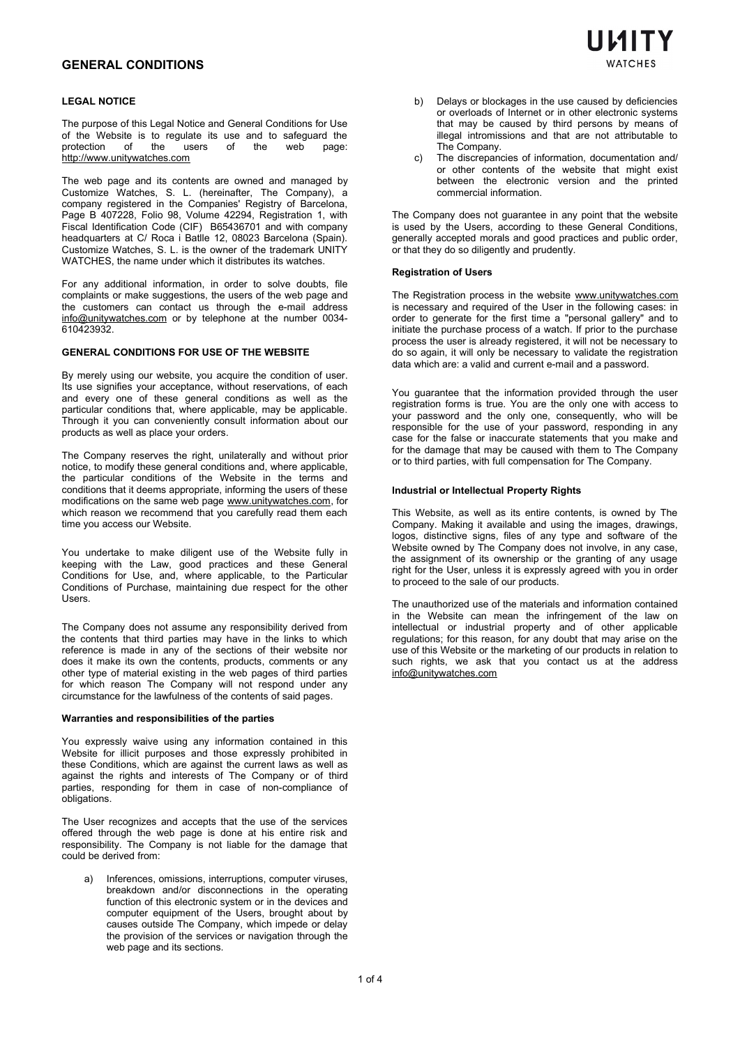# GENERAL CONDITIONS

UNITY WATCHES

## LEGAL NOTICE

The purpose of this Legal Notice and General Conditions for Use of the Website is to regulate its use and to safeguard the protection of the users of the web page: http://www.unitywatches.com

The web page and its contents are owned and managed by Customize Watches, S. L. (hereinafter, The Company), a company registered in the Companies' Registry of Barcelona, Page B 407228, Folio 98, Volume 42294, Registration 1, with Fiscal Identification Code (CIF) B65436701 and with company headquarters at C/ Roca i Batlle 12, 08023 Barcelona (Spain). Customize Watches, S. L. is the owner of the trademark UNITY WATCHES, the name under which it distributes its watches.

For any additional information, in order to solve doubts, file complaints or make suggestions, the users of the web page and the customers can contact us through the e-mail address info@unitywatches.com or by telephone at the number 0034-610423932.

## GENERAL CONDITIONS FOR USE OF THE WEBSITE

By merely using our website, you acquire the condition of user. Its use signifies your acceptance, without reservations, of each and every one of these general conditions as well as the particular conditions that, where applicable, may be applicable. Through it you can conveniently consult information about our products as well as place your orders.

The Company reserves the right, unilaterally and without prior notice, to modify these general conditions and, where applicable, the particular conditions of the Website in the terms and conditions that it deems appropriate, informing the users of these modifications on the same web page www.unitywatches.com, for which reason we recommend that you carefully read them each time you access our Website.

You undertake to make diligent use of the Website fully in keeping with the Law, good practices and these General Conditions for Use, and, where applicable, to the Particular Conditions of Purchase, maintaining due respect for the other Users.

The Company does not assume any responsibility derived from the contents that third parties may have in the links to which reference is made in any of the sections of their website nor does it make its own the contents, products, comments or any other type of material existing in the web pages of third parties for which reason The Company will not respond under any circumstance for the lawfulness of the contents of said pages.

### Warranties and responsibilities of the parties

You expressly waive using any information contained in this Website for illicit purposes and those expressly prohibited in these Conditions, which are against the current laws as well as against the rights and interests of The Company or of third parties, responding for them in case of non-compliance of obligations.

The User recognizes and accepts that the use of the services offered through the web page is done at his entire risk and responsibility. The Company is not liable for the damage that could be derived from:

a) Inferences, omissions, interruptions, computer viruses, breakdown and/or disconnections in the operating function of this electronic system or in the devices and computer equipment of the Users, brought about by causes outside The Company, which impede or delay the provision of the services or navigation through the web page and its sections.

b) Delays or blockages in the use caused by deficiencies or overloads of Internet or in other electronic systems that may be caused by third persons by means of illegal intromissions and that are not attributable to The Company.

c) The discrepancies of information, documentation and/ or other contents of the website that might exist between the electronic version and the printed commercial information.

The Company does not guarantee in any point that the website is used by the Users, according to these General Conditions, generally accepted morals and good practices and public order, or that they do so diligently and prudently.

### Registration of Users

The Registration process in the website www.unitywatches.com is necessary and required of the User in the following cases: in order to generate for the first time a "personal gallery" and to initiate the purchase process of a watch. If prior to the purchase process the user is already registered, it will not be necessary to do so again, it will only be necessary to validate the registration data which are: a valid and current e-mail and a password.

You guarantee that the information provided through the user registration forms is true. You are the only one with access to your password and the only one, consequently, who will be responsible for the use of your password, responding in any case for the false or inaccurate statements that you make and for the damage that may be caused with them to The Company or to third parties, with full compensation for The Company.

### Industrial or Intellectual Property Rights

This Website, as well as its entire contents, is owned by The Company. Making it available and using the images, drawings, logos, distinctive signs, files of any type and software of the Website owned by The Company does not involve, in any case, the assignment of its ownership or the granting of any usage right for the User, unless it is expressly agreed with you in order to proceed to the sale of our products.

The unauthorized use of the materials and information contained in the Website can mean the infringement of the law on intellectual or industrial property and of other applicable regulations; for this reason, for any doubt that may arise on the use of this Website or the marketing of our products in relation to such rights, we ask that you contact us at the address info@unitywatches.com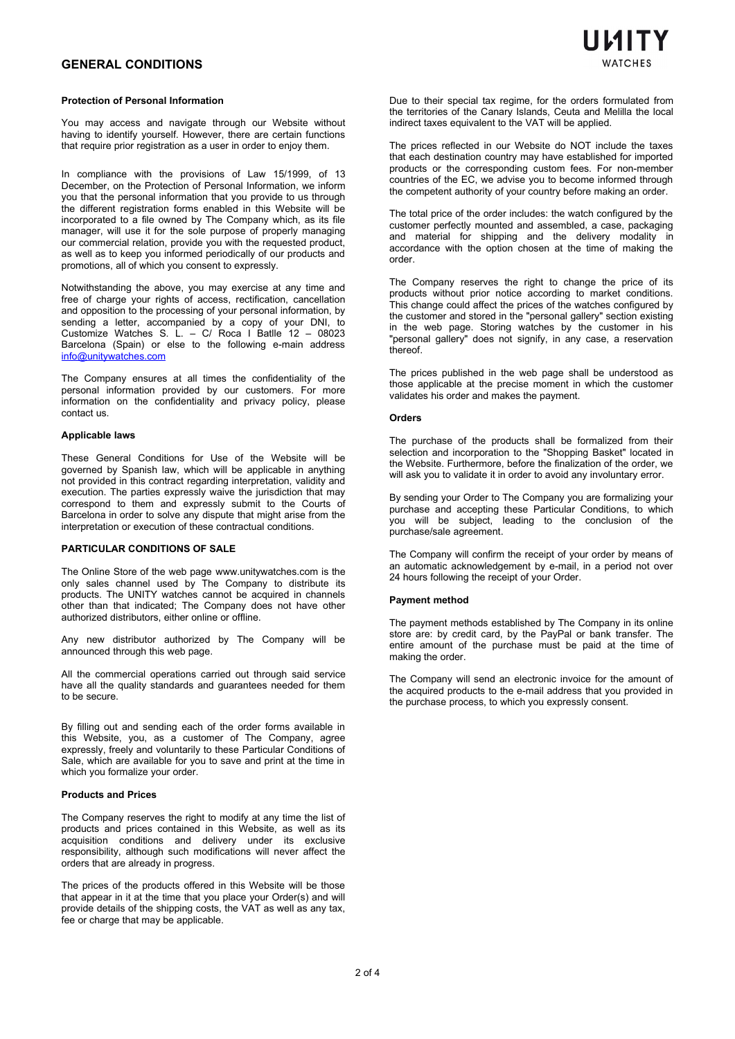# GENERAL CONDITIONS

### Protection of Personal Information

You may access and navigate through our Website without having to identify yourself. However, there are certain functions that require prior registration as a user in order to enjoy them.

In compliance with the provisions of Law 15/1999, of 13 December, on the Protection of Personal Information, we inform you that the personal information that you provide to us through the different registration forms enabled in this Website will be incorporated to a file owned by The Company which, as its file manager, will use it for the sole purpose of properly managing our commercial relation, provide you with the requested product, as well as to keep you informed periodically of our products and promotions, all of which you consent to expressly.

Notwithstanding the above, you may exercise at any time and free of charge your rights of access, rectification, cancellation and opposition to the processing of your personal information, by sending a letter, accompanied by a copy of your DNI, to Customize Watches S. L. – C/ Roca I Batlle 12 – 08023 Barcelona (Spain) or else to the following e-main address info@unitywatches.com

The Company ensures at all times the confidentiality of the personal information provided by our customers. For more information on the confidentiality and privacy policy, please contact us.

### Applicable laws

These General Conditions for Use of the Website will be governed by Spanish law, which will be applicable in anything not provided in this contract regarding interpretation, validity and execution. The parties expressly waive the jurisdiction that may correspond to them and expressly submit to the Courts of Barcelona in order to solve any dispute that might arise from the interpretation or execution of these contractual conditions.

## PARTICULAR CONDITIONS OF SALE

The Online Store of the web page www.unitywatches.com is the only sales channel used by The Company to distribute its products. The UNITY watches cannot be acquired in channels other than that indicated; The Company does not have other authorized distributors, either online or offline.

Any new distributor authorized by The Company will be announced through this web page.

All the commercial operations carried out through said service have all the quality standards and guarantees needed for them to be secure.

By filling out and sending each of the order forms available in this Website, you, as a customer of The Company, agree expressly, freely and voluntarily to these Particular Conditions of Sale, which are available for you to save and print at the time in which you formalize your order.

### Products and Prices

The Company reserves the right to modify at any time the list of products and prices contained in this Website, as well as its acquisition conditions and delivery under its exclusive responsibility, although such modifications will never affect the orders that are already in progress.

The prices of the products offered in this Website will be those that appear in it at the time that you place your Order(s) and will provide details of the shipping costs, the VAT as well as any tax, fee or charge that may be applicable.

Due to their special tax regime, for the orders formulated from the territories of the Canary Islands, Ceuta and Melilla the local indirect taxes equivalent to the VAT will be applied.

The prices reflected in our Website do NOT include the taxes that each destination country may have established for imported products or the corresponding custom fees. For non-member countries of the EC, we advise you to become informed through the competent authority of your country before making an order.

The total price of the order includes: the watch configured by the customer perfectly mounted and assembled, a case, packaging and material for shipping and the delivery modality in accordance with the option chosen at the time of making the order.

The Company reserves the right to change the price of its products without prior notice according to market conditions. This change could affect the prices of the watches configured by the customer and stored in the "personal gallery" section existing in the web page. Storing watches by the customer in his "personal gallery" does not signify, in any case, a reservation thereof.

The prices published in the web page shall be understood as those applicable at the precise moment in which the customer validates his order and makes the payment.

### Orders

The purchase of the products shall be formalized from their selection and incorporation to the "Shopping Basket" located in the Website. Furthermore, before the finalization of the order, we will ask you to validate it in order to avoid any involuntary error.

By sending your Order to The Company you are formalizing your purchase and accepting these Particular Conditions, to which you will be subject, leading to the conclusion of the purchase/sale agreement.

The Company will confirm the receipt of your order by means of an automatic acknowledgement by e-mail, in a period not over 24 hours following the receipt of your Order.

### Payment method

The payment methods established by The Company in its online store are: by credit card, by the PayPal or bank transfer. The entire amount of the purchase must be paid at the time of making the order.

The Company will send an electronic invoice for the amount of the acquired products to the e-mail address that you provided in the purchase process, to which you expressly consent.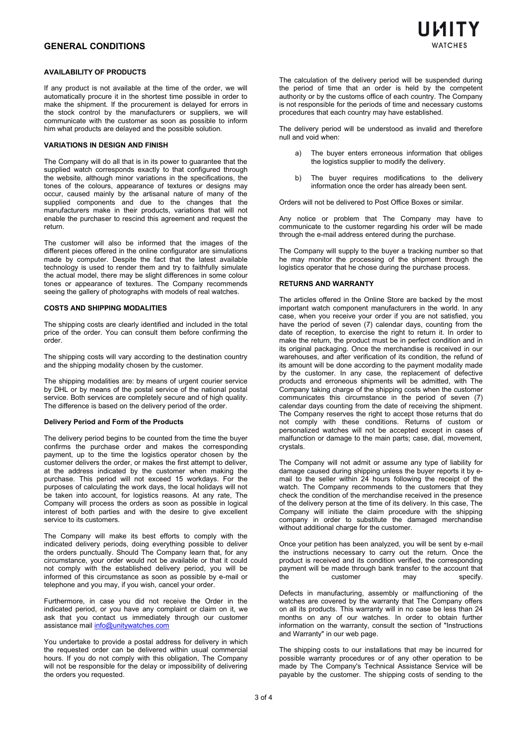# GENERAL CONDITIONS

### AVAILABILITY OF PRODUCTS

If any product is not available at the time of the order, we will automatically procure it in the shortest time possible in order to make the shipment. If the procurement is delayed for errors in the stock control by the manufacturers or suppliers, we will communicate with the customer as soon as possible to inform him what products are delayed and the possible solution.

### VARIATIONS IN DESIGN AND FINISH

The Company will do all that is in its power to guarantee that the supplied watch corresponds exactly to that configured through the website, although minor variations in the specifications, the tones of the colours, appearance of textures or designs may occur, caused mainly by the artisanal nature of many of the supplied components and due to the changes that the manufacturers make in their products, variations that will not enable the purchaser to rescind this agreement and request the return.

The customer will also be informed that the images of the different pieces offered in the online configurator are simulations made by computer. Despite the fact that the latest available technology is used to render them and try to faithfully simulate the actual model, there may be slight differences in some colour tones or appearance of textures. The Company recommends seeing the gallery of photographs with models of real watches.

### COSTS AND SHIPPING MODALITIES

The shipping costs are clearly identified and included in the total price of the order. You can consult them before confirming the order.

The shipping costs will vary according to the destination country and the shipping modality chosen by the customer.

The shipping modalities are: by means of urgent courier service by DHL or by means of the postal service of the national postal service. Both services are completely secure and of high quality. The difference is based on the delivery period of the order.

#### Delivery Period and Form of the Products

The delivery period begins to be counted from the time the buyer confirms the purchase order and makes the corresponding payment, up to the time the logistics operator chosen by the customer delivers the order, or makes the first attempt to deliver, at the address indicated by the customer when making the purchase. This period will not exceed 15 workdays. For the purposes of calculating the work days, the local holidays will not be taken into account, for logistics reasons. At any rate, The Company will process the orders as soon as possible in logical interest of both parties and with the desire to give excellent service to its customers.

The Company will make its best efforts to comply with the indicated delivery periods, doing everything possible to deliver the orders punctually. Should The Company learn that, for any circumstance, your order would not be available or that it could not comply with the established delivery period, you will be informed of this circumstance as soon as possible by e-mail or telephone and you may, if you wish, cancel your order.

Furthermore, in case you did not receive the Order in the indicated period, or you have any complaint or claim on it, we ask that you contact us immediately through our customer assistance mail info@unitywatches.com

You undertake to provide a postal address for delivery in which the requested order can be delivered within usual commercial hours. If you do not comply with this obligation, The Company will not be responsible for the delay or impossibility of delivering the orders you requested.

The calculation of the delivery period will be suspended during the period of time that an order is held by the competent authority or by the customs office of each country. The Company is not responsible for the periods of time and necessary customs procedures that each country may have established.

The delivery period will be understood as invalid and therefore null and void when:

a) The buyer enters erroneous information that obliges the logistics supplier to modify the delivery.

b) The buyer requires modifications to the delivery information once the order has already been sent.

Orders will not be delivered to Post Office Boxes or similar.

Any notice or problem that The Company may have to communicate to the customer regarding his order will be made through the e-mail address entered during the purchase.

The Company will supply to the buyer a tracking number so that he may monitor the processing of the shipment through the logistics operator that he chose during the purchase process.

### RETURNS AND WARRANTY

The articles offered in the Online Store are backed by the most important watch component manufacturers in the world. In any case, when you receive your order if you are not satisfied, you have the period of seven (7) calendar days, counting from the date of reception, to exercise the right to return it. In order to make the return, the product must be in perfect condition and in its original packaging. Once the merchandise is received in our warehouses, and after verification of its condition, the refund of its amount will be done according to the payment modality made by the customer. In any case, the replacement of defective products and erroneous shipments will be admitted, with The Company taking charge of the shipping costs when the customer communicates this circumstance in the period of seven (7) calendar days counting from the date of receiving the shipment. The Company reserves the right to accept those returns that do not comply with these conditions. Returns of custom or personalized watches will not be accepted except in cases of malfunction or damage to the main parts; case, dial, movement, crystals.

The Company will not admit or assume any type of liability for damage caused during shipping unless the buyer reports it by e-mail to the seller within 24 hours following the receipt of the watch. The Company recommends to the customers that they check the condition of the merchandise received in the presence of the delivery person at the time of its delivery. In this case, The Company will initiate the claim procedure with the shipping company in order to substitute the damaged merchandise without additional charge for the customer.

Once your petition has been analyzed, you will be sent by e-mail the instructions necessary to carry out the return. Once the product is received and its condition verified, the corresponding payment will be made through bank transfer to the account that the customer may specify.

Defects in manufacturing, assembly or malfunctioning of the watches are covered by the warranty that The Company offers on all its products. This warranty will in no case be less than 24 months on any of our watches. In order to obtain further information on the warranty, consult the section of "Instructions and Warranty" in our web page.

The shipping costs to our installations that may be incurred for possible warranty procedures or of any other operation to be made by The Company's Technical Assistance Service will be payable by the customer. The shipping costs of sending to the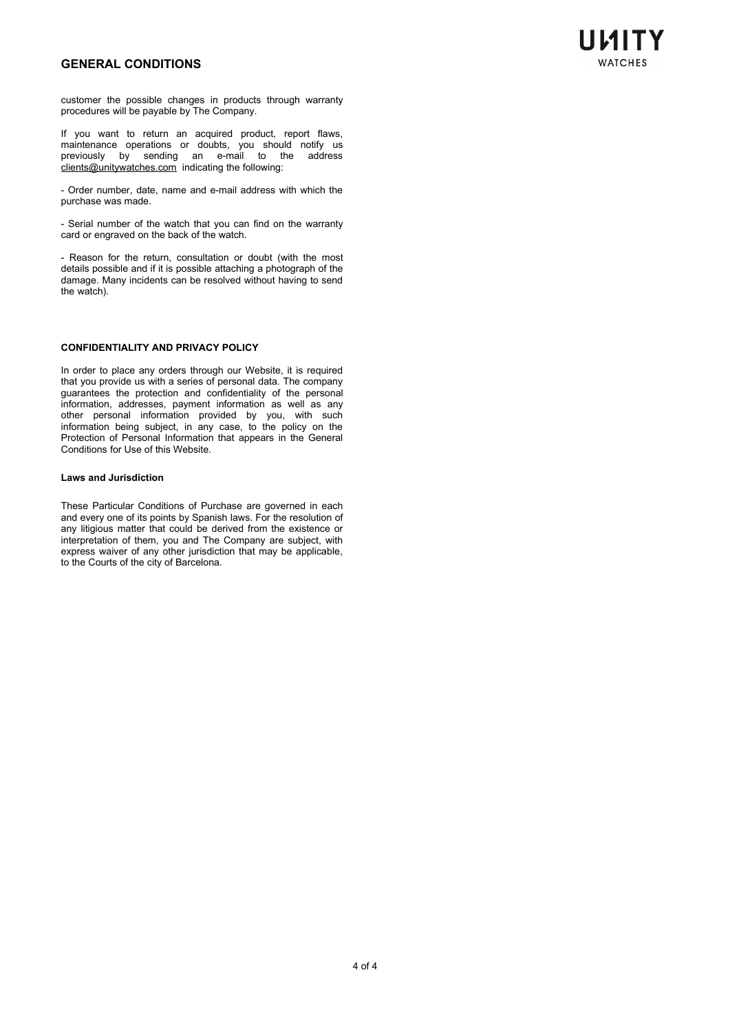customer the possible changes in products through warranty procedures will be payable by The Company.

If you want to return an acquired product, report flaws, maintenance operations or doubts, you should notify us previously by sending an e-mail to the address clients@unitywatches.com indicating the following:

- Order number, date, name and e-mail address with which the purchase was made.

- Serial number of the watch that you can find on the warranty card or engraved on the back of the watch.

- Reason for the return, consultation or doubt (with the most details possible and if it is possible attaching a photograph of the damage. Many incidents can be resolved without having to send the watch).

## CONFIDENTIALITY AND PRIVACY POLICY

In order to place any orders through our Website, it is required that you provide us with a series of personal data. The company guarantees the protection and confidentiality of the personal information, addresses, payment information as well as any other personal information provided by you, with such information being subject, in any case, to the policy on the Protection of Personal Information that appears in the General Conditions for Use of this Website.

### Laws and Jurisdiction

These Particular Conditions of Purchase are governed in each and every one of its points by Spanish laws. For the resolution of any litigious matter that could be derived from the existence or interpretation of them, you and The Company are subject, with express waiver of any other jurisdiction that may be applicable, to the Courts of the city of Barcelona.